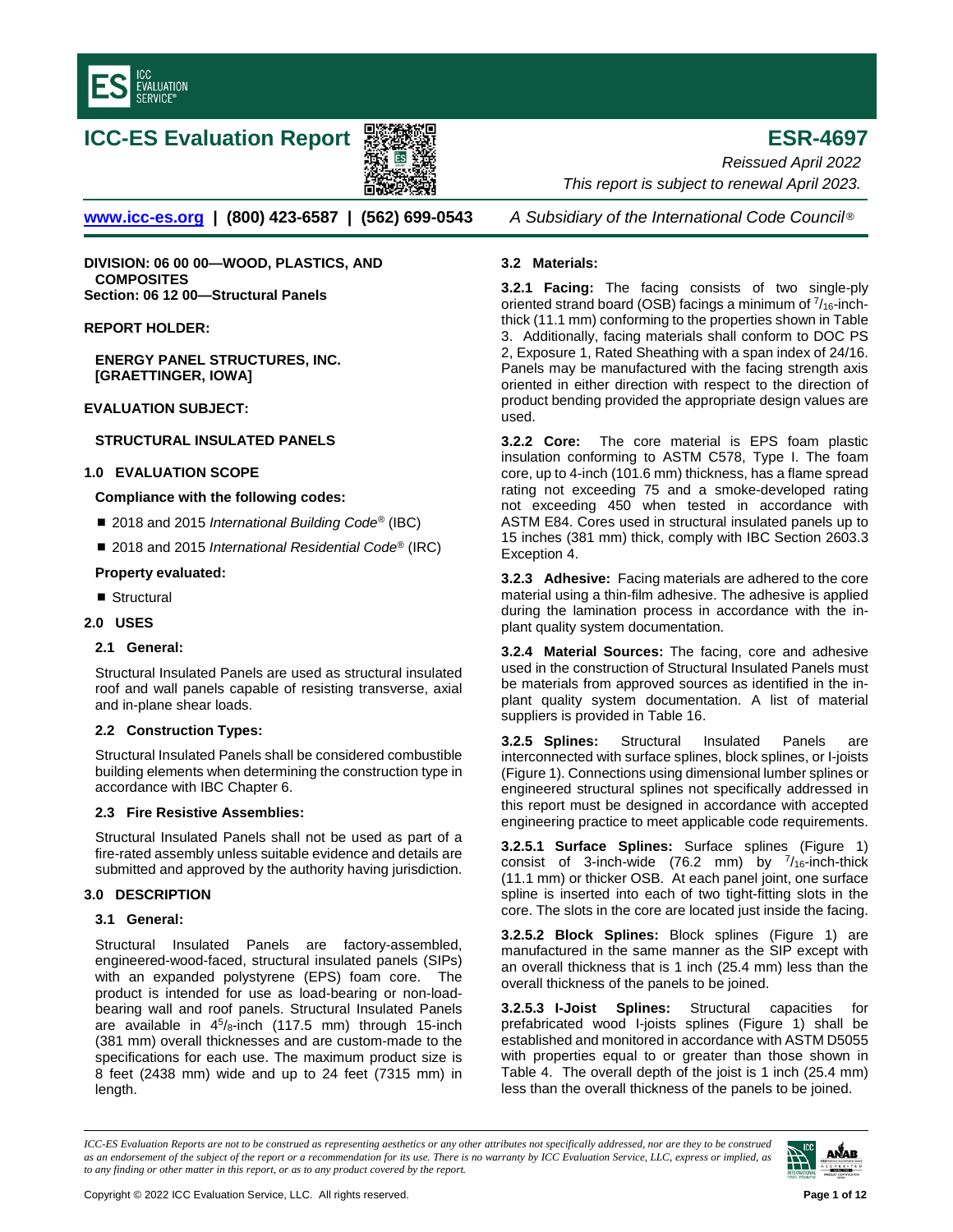# ICC-ES Evaluation Report

# ESR-4697

*Reissued April 2022*

*This report is subject to renewal April 2023.*

www.icc-es.org | (800) 423-6587 | (562) 699-0543 *A Subsidiary of the International Code Council®*

**DIVISION: 06 00 00—WOOD, PLASTICS, AND COMPOSITES**
**Section: 06 12 00—Structural Panels**

**REPORT HOLDER:**

**ENERGY PANEL STRUCTURES, INC. [GRAETTINGER, IOWA]**

**EVALUATION SUBJECT:**

**STRUCTURAL INSULATED PANELS**

## 1.0 EVALUATION SCOPE

**Compliance with the following codes:**

- 2018 and 2015 *International Building Code®* (IBC)
- 2018 and 2015 *International Residential Code®* (IRC)

**Property evaluated:**

- Structural

## 2.0 USES

### 2.1 General:

Structural Insulated Panels are used as structural insulated roof and wall panels capable of resisting transverse, axial and in-plane shear loads.

### 2.2 Construction Types:

Structural Insulated Panels shall be considered combustible building elements when determining the construction type in accordance with IBC Chapter 6.

### 2.3 Fire Resistive Assemblies:

Structural Insulated Panels shall not be used as part of a fire-rated assembly unless suitable evidence and details are submitted and approved by the authority having jurisdiction.

## 3.0 DESCRIPTION

### 3.1 General:

Structural Insulated Panels are factory-assembled, engineered-wood-faced, structural insulated panels (SIPs) with an expanded polystyrene (EPS) foam core. The product is intended for use as load-bearing or non-load-bearing wall and roof panels. Structural Insulated Panels are available in 4$^{5}/_{8}$-inch (117.5 mm) through 15-inch (381 mm) overall thicknesses and are custom-made to the specifications for each use. The maximum product size is 8 feet (2438 mm) wide and up to 24 feet (7315 mm) in length.

### 3.2 Materials:

**3.2.1 Facing:** The facing consists of two single-ply oriented strand board (OSB) facings a minimum of $^{7}/_{16}$-inch-thick (11.1 mm) conforming to the properties shown in Table 3. Additionally, facing materials shall conform to DOC PS 2, Exposure 1, Rated Sheathing with a span index of 24/16. Panels may be manufactured with the facing strength axis oriented in either direction with respect to the direction of product bending provided the appropriate design values are used.

**3.2.2 Core:** The core material is EPS foam plastic insulation conforming to ASTM C578, Type I. The foam core, up to 4-inch (101.6 mm) thickness, has a flame spread rating not exceeding 75 and a smoke-developed rating not exceeding 450 when tested in accordance with ASTM E84. Cores used in structural insulated panels up to 15 inches (381 mm) thick, comply with IBC Section 2603.3 Exception 4.

**3.2.3 Adhesive:** Facing materials are adhered to the core material using a thin-film adhesive. The adhesive is applied during the lamination process in accordance with the in-plant quality system documentation.

**3.2.4 Material Sources:** The facing, core and adhesive used in the construction of Structural Insulated Panels must be materials from approved sources as identified in the in-plant quality system documentation. A list of material suppliers is provided in Table 16.

**3.2.5 Splines:** Structural Insulated Panels are interconnected with surface splines, block splines, or I-joists (Figure 1). Connections using dimensional lumber splines or engineered structural splines not specifically addressed in this report must be designed in accordance with accepted engineering practice to meet applicable code requirements.

**3.2.5.1 Surface Splines:** Surface splines (Figure 1) consist of 3-inch-wide (76.2 mm) by $^{7}/_{16}$-inch-thick (11.1 mm) or thicker OSB. At each panel joint, one surface spline is inserted into each of two tight-fitting slots in the core. The slots in the core are located just inside the facing.

**3.2.5.2 Block Splines:** Block splines (Figure 1) are manufactured in the same manner as the SIP except with an overall thickness that is 1 inch (25.4 mm) less than the overall thickness of the panels to be joined.

**3.2.5.3 I-Joist Splines:** Structural capacities for prefabricated wood I-joists splines (Figure 1) shall be established and monitored in accordance with ASTM D5055 with properties equal to or greater than those shown in Table 4. The overall depth of the joist is 1 inch (25.4 mm) less than the overall thickness of the panels to be joined.

*ICC-ES Evaluation Reports are not to be construed as representing aesthetics or any other attributes not specifically addressed, nor are they to be construed as an endorsement of the subject of the report or a recommendation for its use. There is no warranty by ICC Evaluation Service, LLC, express or implied, as to any finding or other matter in this report, or as to any product covered by the report.*

Copyright © 2022 ICC Evaluation Service, LLC. All rights reserved.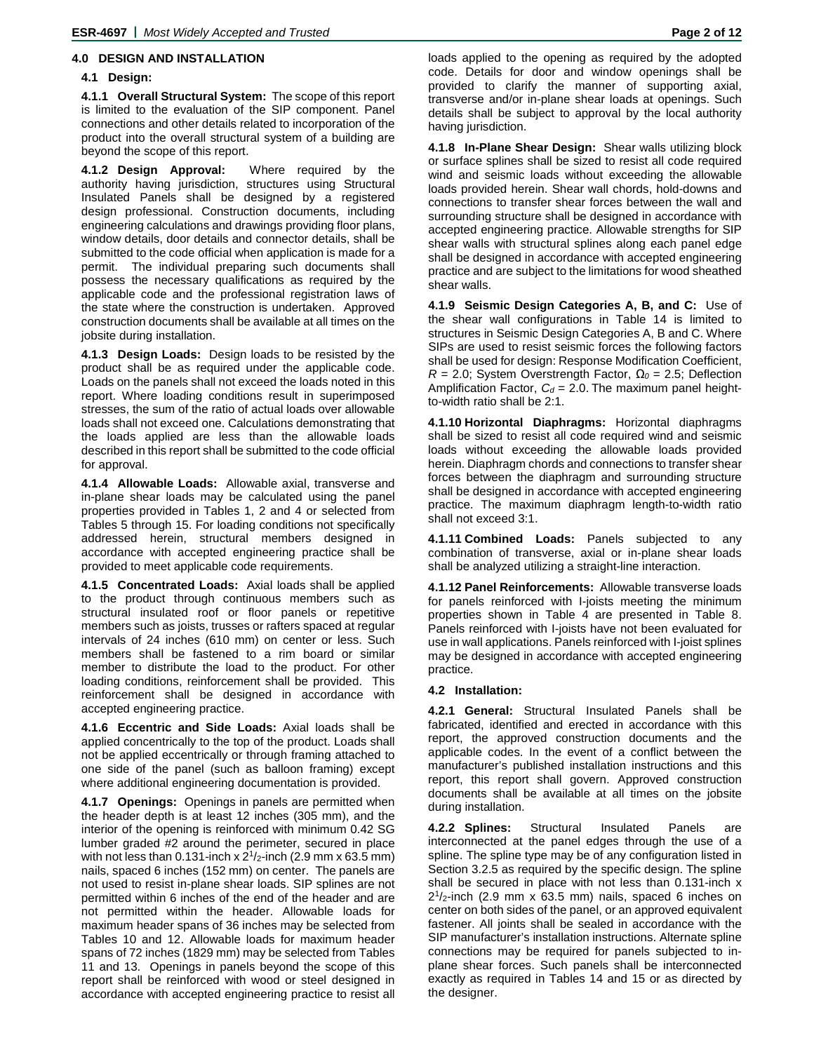## 4.0 DESIGN AND INSTALLATION

### 4.1 Design:

**4.1.1 Overall Structural System:** The scope of this report is limited to the evaluation of the SIP component. Panel connections and other details related to incorporation of the product into the overall structural system of a building are beyond the scope of this report.

**4.1.2 Design Approval:** Where required by the authority having jurisdiction, structures using Structural Insulated Panels shall be designed by a registered design professional. Construction documents, including engineering calculations and drawings providing floor plans, window details, door details and connector details, shall be submitted to the code official when application is made for a permit. The individual preparing such documents shall possess the necessary qualifications as required by the applicable code and the professional registration laws of the state where the construction is undertaken. Approved construction documents shall be available at all times on the jobsite during installation.

**4.1.3 Design Loads:** Design loads to be resisted by the product shall be as required under the applicable code. Loads on the panels shall not exceed the loads noted in this report. Where loading conditions result in superimposed stresses, the sum of the ratio of actual loads over allowable loads shall not exceed one. Calculations demonstrating that the loads applied are less than the allowable loads described in this report shall be submitted to the code official for approval.

**4.1.4 Allowable Loads:** Allowable axial, transverse and in-plane shear loads may be calculated using the panel properties provided in Tables 1, 2 and 4 or selected from Tables 5 through 15. For loading conditions not specifically addressed herein, structural members designed in accordance with accepted engineering practice shall be provided to meet applicable code requirements.

**4.1.5 Concentrated Loads:** Axial loads shall be applied to the product through continuous members such as structural insulated roof or floor panels or repetitive members such as joists, trusses or rafters spaced at regular intervals of 24 inches (610 mm) on center or less. Such members shall be fastened to a rim board or similar member to distribute the load to the product. For other loading conditions, reinforcement shall be provided. This reinforcement shall be designed in accordance with accepted engineering practice.

**4.1.6 Eccentric and Side Loads:** Axial loads shall be applied concentrically to the top of the product. Loads shall not be applied eccentrically or through framing attached to one side of the panel (such as balloon framing) except where additional engineering documentation is provided.

**4.1.7 Openings:** Openings in panels are permitted when the header depth is at least 12 inches (305 mm), and the interior of the opening is reinforced with minimum 0.42 SG lumber graded #2 around the perimeter, secured in place with not less than 0.131-inch x 2$^{1}/_{2}$-inch (2.9 mm x 63.5 mm) nails, spaced 6 inches (152 mm) on center. The panels are not used to resist in-plane shear loads. SIP splines are not permitted within 6 inches of the end of the header and are not permitted within the header. Allowable loads for maximum header spans of 36 inches may be selected from Tables 10 and 12. Allowable loads for maximum header spans of 72 inches (1829 mm) may be selected from Tables 11 and 13. Openings in panels beyond the scope of this report shall be reinforced with wood or steel designed in accordance with accepted engineering practice to resist all loads applied to the opening as required by the adopted code. Details for door and window openings shall be provided to clarify the manner of supporting axial, transverse and/or in-plane shear loads at openings. Such details shall be subject to approval by the local authority having jurisdiction.

**4.1.8 In-Plane Shear Design:** Shear walls utilizing block or surface splines shall be sized to resist all code required wind and seismic loads without exceeding the allowable loads provided herein. Shear wall chords, hold-downs and connections to transfer shear forces between the wall and surrounding structure shall be designed in accordance with accepted engineering practice. Allowable strengths for SIP shear walls with structural splines along each panel edge shall be designed in accordance with accepted engineering practice and are subject to the limitations for wood sheathed shear walls.

**4.1.9 Seismic Design Categories A, B, and C:** Use of the shear wall configurations in Table 14 is limited to structures in Seismic Design Categories A, B and C. Where SIPs are used to resist seismic forces the following factors shall be used for design: Response Modification Coefficient, $R$ = 2.0; System Overstrength Factor, $\Omega_0$ = 2.5; Deflection Amplification Factor, $C_d$ = 2.0. The maximum panel height-to-width ratio shall be 2:1.

**4.1.10 Horizontal Diaphragms:** Horizontal diaphragms shall be sized to resist all code required wind and seismic loads without exceeding the allowable loads provided herein. Diaphragm chords and connections to transfer shear forces between the diaphragm and surrounding structure shall be designed in accordance with accepted engineering practice. The maximum diaphragm length-to-width ratio shall not exceed 3:1.

**4.1.11 Combined Loads:** Panels subjected to any combination of transverse, axial or in-plane shear loads shall be analyzed utilizing a straight-line interaction.

**4.1.12 Panel Reinforcements:** Allowable transverse loads for panels reinforced with I-joists meeting the minimum properties shown in Table 4 are presented in Table 8. Panels reinforced with I-joists have not been evaluated for use in wall applications. Panels reinforced with I-joist splines may be designed in accordance with accepted engineering practice.

### 4.2 Installation:

**4.2.1 General:** Structural Insulated Panels shall be fabricated, identified and erected in accordance with this report, the approved construction documents and the applicable codes. In the event of a conflict between the manufacturer's published installation instructions and this report, this report shall govern. Approved construction documents shall be available at all times on the jobsite during installation.

**4.2.2 Splines:** Structural Insulated Panels are interconnected at the panel edges through the use of a spline. The spline type may be of any configuration listed in Section 3.2.5 as required by the specific design. The spline shall be secured in place with not less than 0.131-inch x 2$^{1}/_{2}$-inch (2.9 mm x 63.5 mm) nails, spaced 6 inches on center on both sides of the panel, or an approved equivalent fastener. All joints shall be sealed in accordance with the SIP manufacturer's installation instructions. Alternate spline connections may be required for panels subjected to in-plane shear forces. Such panels shall be interconnected exactly as required in Tables 14 and 15 or as directed by the designer.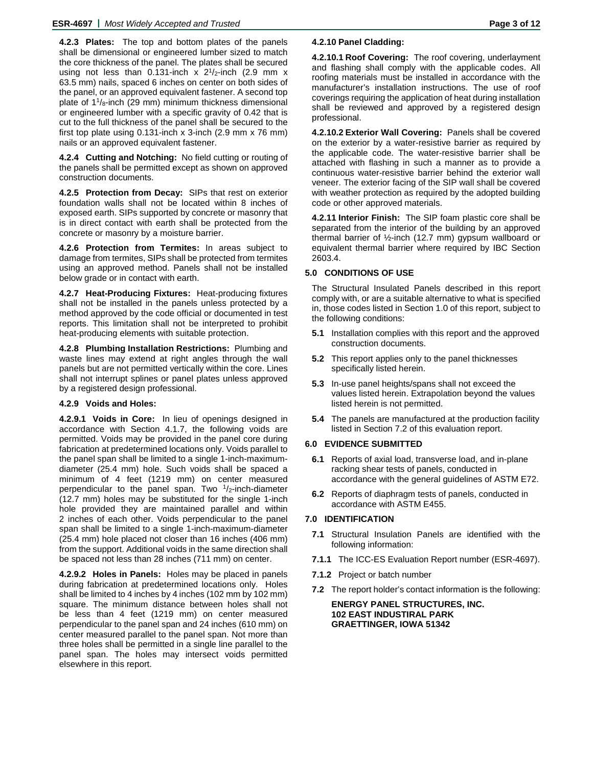**4.2.3 Plates:** The top and bottom plates of the panels shall be dimensional or engineered lumber sized to match the core thickness of the panel. The plates shall be secured using not less than 0.131-inch x $2^1/_2$-inch (2.9 mm x 63.5 mm) nails, spaced 6 inches on center on both sides of the panel, or an approved equivalent fastener. A second top plate of $1^1/_8$-inch (29 mm) minimum thickness dimensional or engineered lumber with a specific gravity of 0.42 that is cut to the full thickness of the panel shall be secured to the first top plate using 0.131-inch x 3-inch (2.9 mm x 76 mm) nails or an approved equivalent fastener.

**4.2.4 Cutting and Notching:** No field cutting or routing of the panels shall be permitted except as shown on approved construction documents.

**4.2.5 Protection from Decay:** SIPs that rest on exterior foundation walls shall not be located within 8 inches of exposed earth. SIPs supported by concrete or masonry that is in direct contact with earth shall be protected from the concrete or masonry by a moisture barrier.

**4.2.6 Protection from Termites:** In areas subject to damage from termites, SIPs shall be protected from termites using an approved method. Panels shall not be installed below grade or in contact with earth.

**4.2.7 Heat-Producing Fixtures:** Heat-producing fixtures shall not be installed in the panels unless protected by a method approved by the code official or documented in test reports. This limitation shall not be interpreted to prohibit heat-producing elements with suitable protection.

**4.2.8 Plumbing Installation Restrictions:** Plumbing and waste lines may extend at right angles through the wall panels but are not permitted vertically within the core. Lines shall not interrupt splines or panel plates unless approved by a registered design professional.

**4.2.9 Voids and Holes:**

**4.2.9.1 Voids in Core:** In lieu of openings designed in accordance with Section 4.1.7, the following voids are permitted. Voids may be provided in the panel core during fabrication at predetermined locations only. Voids parallel to the panel span shall be limited to a single 1-inch-maximum-diameter (25.4 mm) hole. Such voids shall be spaced a minimum of 4 feet (1219 mm) on center measured perpendicular to the panel span. Two $^1/_2$-inch-diameter (12.7 mm) holes may be substituted for the single 1-inch hole provided they are maintained parallel and within 2 inches of each other. Voids perpendicular to the panel span shall be limited to a single 1-inch-maximum-diameter (25.4 mm) hole placed not closer than 16 inches (406 mm) from the support. Additional voids in the same direction shall be spaced not less than 28 inches (711 mm) on center.

**4.2.9.2 Holes in Panels:** Holes may be placed in panels during fabrication at predetermined locations only. Holes shall be limited to 4 inches by 4 inches (102 mm by 102 mm) square. The minimum distance between holes shall not be less than 4 feet (1219 mm) on center measured perpendicular to the panel span and 24 inches (610 mm) on center measured parallel to the panel span. Not more than three holes shall be permitted in a single line parallel to the panel span. The holes may intersect voids permitted elsewhere in this report.

**4.2.10 Panel Cladding:**

**4.2.10.1 Roof Covering:** The roof covering, underlayment and flashing shall comply with the applicable codes. All roofing materials must be installed in accordance with the manufacturer's installation instructions. The use of roof coverings requiring the application of heat during installation shall be reviewed and approved by a registered design professional.

**4.2.10.2 Exterior Wall Covering:** Panels shall be covered on the exterior by a water-resistive barrier as required by the applicable code. The water-resistive barrier shall be attached with flashing in such a manner as to provide a continuous water-resistive barrier behind the exterior wall veneer. The exterior facing of the SIP wall shall be covered with weather protection as required by the adopted building code or other approved materials.

**4.2.11 Interior Finish:** The SIP foam plastic core shall be separated from the interior of the building by an approved thermal barrier of ½-inch (12.7 mm) gypsum wallboard or equivalent thermal barrier where required by IBC Section 2603.4.

## 5.0 CONDITIONS OF USE

The Structural Insulated Panels described in this report comply with, or are a suitable alternative to what is specified in, those codes listed in Section 1.0 of this report, subject to the following conditions:

**5.1** Installation complies with this report and the approved construction documents.

**5.2** This report applies only to the panel thicknesses specifically listed herein.

**5.3** In-use panel heights/spans shall not exceed the values listed herein. Extrapolation beyond the values listed herein is not permitted.

**5.4** The panels are manufactured at the production facility listed in Section 7.2 of this evaluation report.

## 6.0 EVIDENCE SUBMITTED

**6.1** Reports of axial load, transverse load, and in-plane racking shear tests of panels, conducted in accordance with the general guidelines of ASTM E72.

**6.2** Reports of diaphragm tests of panels, conducted in accordance with ASTM E455.

## 7.0 IDENTIFICATION

**7.1** Structural Insulation Panels are identified with the following information:

**7.1.1** The ICC-ES Evaluation Report number (ESR-4697).

**7.1.2** Project or batch number

**7.2** The report holder's contact information is the following:

**ENERGY PANEL STRUCTURES, INC.**
**102 EAST INDUSTIRAL PARK**
**GRAETTINGER, IOWA 51342**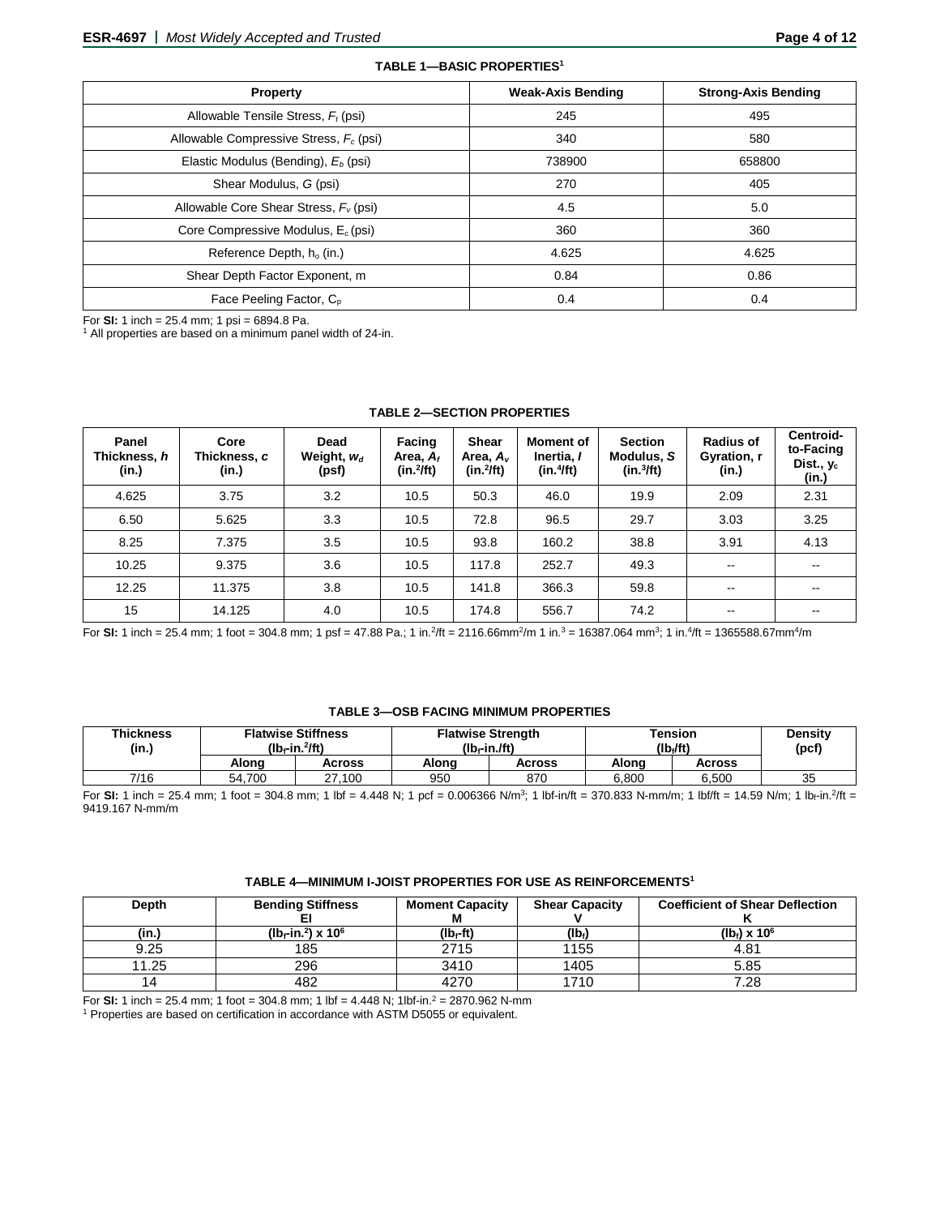**TABLE 1—BASIC PROPERTIES[1]**

| Property | Weak-Axis Bending | Strong-Axis Bending |
|---|---|---|
| Allowable Tensile Stress, $F_t$ (psi) | 245 | 495 |
| Allowable Compressive Stress, $F_c$ (psi) | 340 | 580 |
| Elastic Modulus (Bending), $E_b$ (psi) | 738900 | 658800 |
| Shear Modulus, $G$ (psi) | 270 | 405 |
| Allowable Core Shear Stress, $F_v$ (psi) | 4.5 | 5.0 |
| Core Compressive Modulus, $E_c$ (psi) | 360 | 360 |
| Reference Depth, $h_o$ (in.) | 4.625 | 4.625 |
| Shear Depth Factor Exponent, m | 0.84 | 0.86 |
| Face Peeling Factor, $C_p$ | 0.4 | 0.4 |

For **SI:** 1 inch = 25.4 mm; 1 psi = 6894.8 Pa.
[1] All properties are based on a minimum panel width of 24-in.

**TABLE 2—SECTION PROPERTIES**

| Panel Thickness, $h$ (in.) | Core Thickness, $c$ (in.) | Dead Weight, $w_d$ (psf) | Facing Area, $A_f$ (in.$^2$/ft) | Shear Area, $A_v$ (in.$^2$/ft) | Moment of Inertia, $I$ (in.$^4$/ft) | Section Modulus, $S$ (in.$^3$/ft) | Radius of Gyration, r (in.) | Centroid-to-Facing Dist., $y_c$ (in.) |
|---|---|---|---|---|---|---|---|---|
| 4.625 | 3.75 | 3.2 | 10.5 | 50.3 | 46.0 | 19.9 | 2.09 | 2.31 |
| 6.50 | 5.625 | 3.3 | 10.5 | 72.8 | 96.5 | 29.7 | 3.03 | 3.25 |
| 8.25 | 7.375 | 3.5 | 10.5 | 93.8 | 160.2 | 38.8 | 3.91 | 4.13 |
| 10.25 | 9.375 | 3.6 | 10.5 | 117.8 | 252.7 | 49.3 | -- | -- |
| 12.25 | 11.375 | 3.8 | 10.5 | 141.8 | 366.3 | 59.8 | -- | -- |
| 15 | 14.125 | 4.0 | 10.5 | 174.8 | 556.7 | 74.2 | -- | -- |

For **SI:** 1 inch = 25.4 mm; 1 foot = 304.8 mm; 1 psf = 47.88 Pa.; 1 in.$^2$/ft = 2116.66mm$^2$/m 1 in.$^3$ = 16387.064 mm$^3$; 1 in.$^4$/ft = 1365588.67mm$^4$/m

**TABLE 3—OSB FACING MINIMUM PROPERTIES**

| Thickness (in.) | Flatwise Stiffness (lb$_f$-in.$^2$/ft) | | Flatwise Strength (lb$_f$-in./ft) | | Tension (lb$_f$/ft) | | Density (pcf) |
|---|---|---|---|---|---|---|---|
| | Along | Across | Along | Across | Along | Across | |
| 7/16 | 54,700 | 27,100 | 950 | 870 | 6,800 | 6,500 | 35 |

For **SI:** 1 inch = 25.4 mm; 1 foot = 304.8 mm; 1 lbf = 4.448 N; 1 pcf = 0.006366 N/m$^3$; 1 lbf-in/ft = 370.833 N-mm/m; 1 lbf/ft = 14.59 N/m; 1 lb$_f$-in.$^2$/ft = 9419.167 N-mm/m

**TABLE 4—MINIMUM I-JOIST PROPERTIES FOR USE AS REINFORCEMENTS[1]**

| Depth | Bending Stiffness EI | Moment Capacity M | Shear Capacity V | Coefficient of Shear Deflection K |
|---|---|---|---|---|
| (in.) | (lb$_f$-in.$^2$) x $10^6$ | (lb$_f$-ft) | (lb$_f$) | (lb$_f$) x $10^6$ |
| 9.25 | 185 | 2715 | 1155 | 4.81 |
| 11.25 | 296 | 3410 | 1405 | 5.85 |
| 14 | 482 | 4270 | 1710 | 7.28 |

For **SI:** 1 inch = 25.4 mm; 1 foot = 304.8 mm; 1 lbf = 4.448 N; 1lbf-in.$^2$ = 2870.962 N-mm
[1] Properties are based on certification in accordance with ASTM D5055 or equivalent.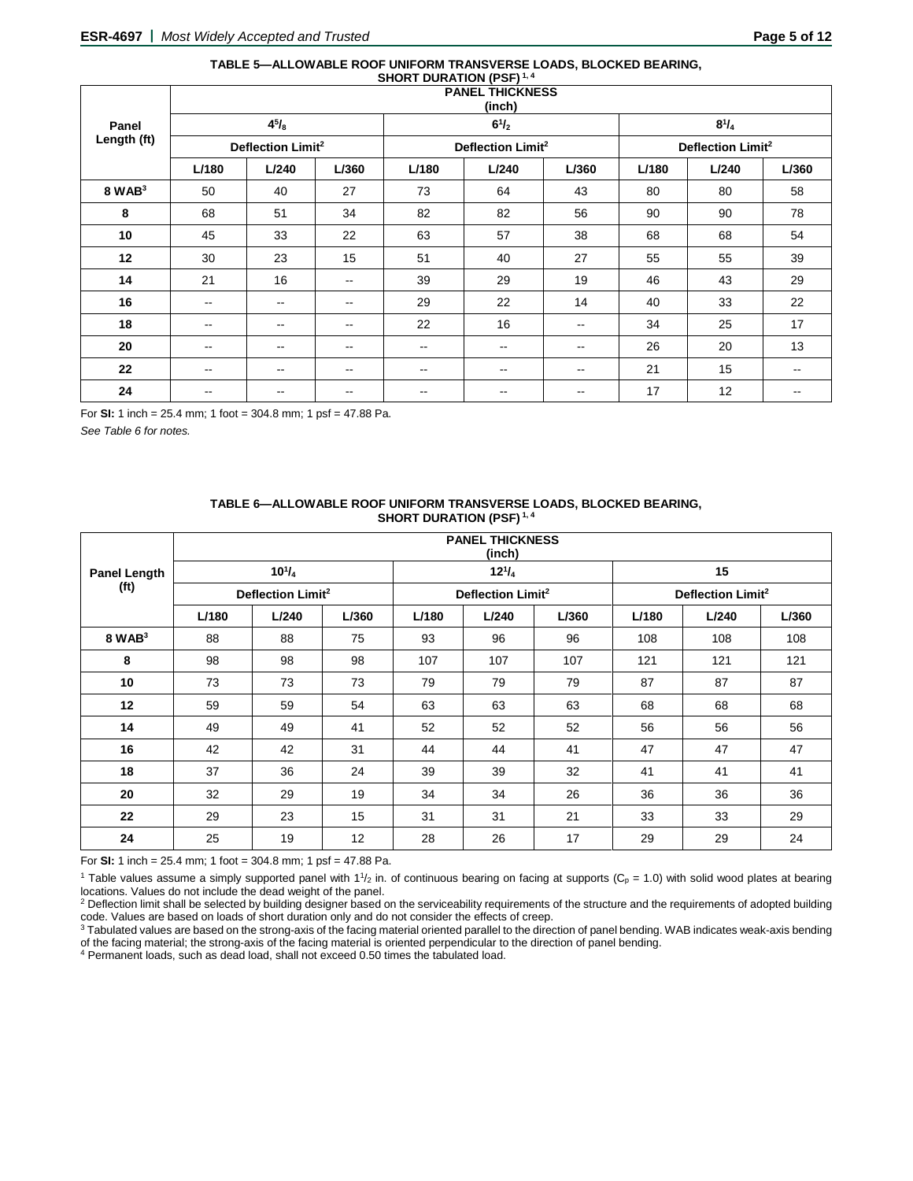**TABLE 5—ALLOWABLE ROOF UNIFORM TRANSVERSE LOADS, BLOCKED BEARING, SHORT DURATION (PSF)** [1, 4]

| Panel Length (ft) | PANEL THICKNESS (inch) | | | | | | | | |
|---|---|---|---|---|---|---|---|---|---|
| | $4^5/_8$ | | | $6^1/_2$ | | | $8^1/_4$ | | |
| | Deflection Limit[2] | | | Deflection Limit[2] | | | Deflection Limit[2] | | |
| | L/180 | L/240 | L/360 | L/180 | L/240 | L/360 | L/180 | L/240 | L/360 |
| 8 WAB[3] | 50 | 40 | 27 | 73 | 64 | 43 | 80 | 80 | 58 |
| 8 | 68 | 51 | 34 | 82 | 82 | 56 | 90 | 90 | 78 |
| 10 | 45 | 33 | 22 | 63 | 57 | 38 | 68 | 68 | 54 |
| 12 | 30 | 23 | 15 | 51 | 40 | 27 | 55 | 55 | 39 |
| 14 | 21 | 16 | -- | 39 | 29 | 19 | 46 | 43 | 29 |
| 16 | -- | -- | -- | 29 | 22 | 14 | 40 | 33 | 22 |
| 18 | -- | -- | -- | 22 | 16 | -- | 34 | 25 | 17 |
| 20 | -- | -- | -- | -- | -- | -- | 26 | 20 | 13 |
| 22 | -- | -- | -- | -- | -- | -- | 21 | 15 | -- |
| 24 | -- | -- | -- | -- | -- | -- | 17 | 12 | -- |

For **SI:** 1 inch = 25.4 mm; 1 foot = 304.8 mm; 1 psf = 47.88 Pa.

*See Table 6 for notes.*

**TABLE 6—ALLOWABLE ROOF UNIFORM TRANSVERSE LOADS, BLOCKED BEARING, SHORT DURATION (PSF)** [1, 4]

| Panel Length (ft) | PANEL THICKNESS (inch) | | | | | | | | |
|---|---|---|---|---|---|---|---|---|---|
| | $10^1/_4$ | | | $12^1/_4$ | | | 15 | | |
| | Deflection Limit[2] | | | Deflection Limit[2] | | | Deflection Limit[2] | | |
| | L/180 | L/240 | L/360 | L/180 | L/240 | L/360 | L/180 | L/240 | L/360 |
| 8 WAB[3] | 88 | 88 | 75 | 93 | 96 | 96 | 108 | 108 | 108 |
| 8 | 98 | 98 | 98 | 107 | 107 | 107 | 121 | 121 | 121 |
| 10 | 73 | 73 | 73 | 79 | 79 | 79 | 87 | 87 | 87 |
| 12 | 59 | 59 | 54 | 63 | 63 | 63 | 68 | 68 | 68 |
| 14 | 49 | 49 | 41 | 52 | 52 | 52 | 56 | 56 | 56 |
| 16 | 42 | 42 | 31 | 44 | 44 | 41 | 47 | 47 | 47 |
| 18 | 37 | 36 | 24 | 39 | 39 | 32 | 41 | 41 | 41 |
| 20 | 32 | 29 | 19 | 34 | 34 | 26 | 36 | 36 | 36 |
| 22 | 29 | 23 | 15 | 31 | 31 | 21 | 33 | 33 | 29 |
| 24 | 25 | 19 | 12 | 28 | 26 | 17 | 29 | 29 | 24 |

For **SI:** 1 inch = 25.4 mm; 1 foot = 304.8 mm; 1 psf = 47.88 Pa.

[1] Table values assume a simply supported panel with $1^1/_2$ in. of continuous bearing on facing at supports ($C_p$ = 1.0) with solid wood plates at bearing locations. Values do not include the dead weight of the panel.

[2] Deflection limit shall be selected by building designer based on the serviceability requirements of the structure and the requirements of adopted building code. Values are based on loads of short duration only and do not consider the effects of creep.

[3] Tabulated values are based on the strong-axis of the facing material oriented parallel to the direction of panel bending. WAB indicates weak-axis bending of the facing material; the strong-axis of the facing material is oriented perpendicular to the direction of panel bending.

[4] Permanent loads, such as dead load, shall not exceed 0.50 times the tabulated load.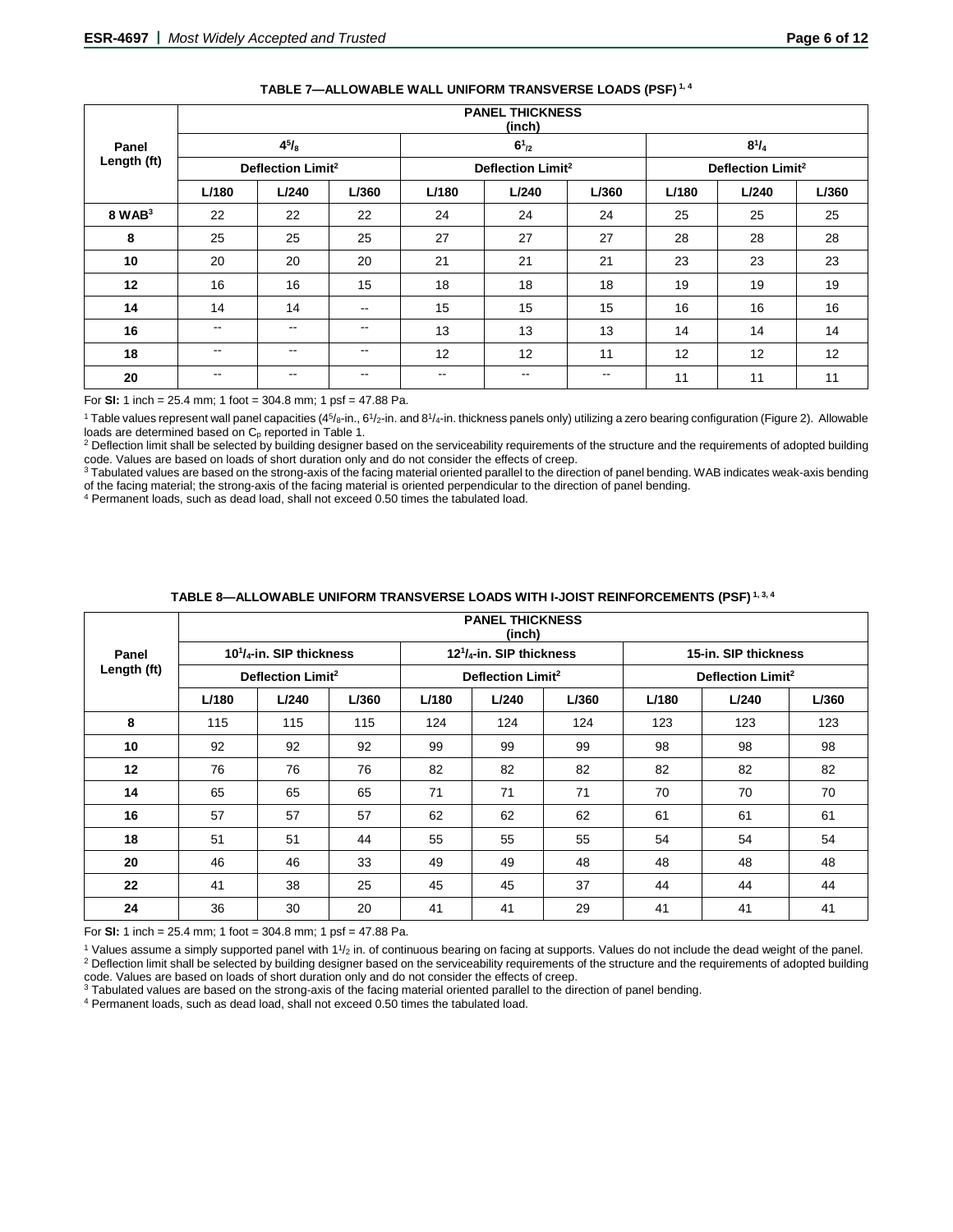### TABLE 7—ALLOWABLE WALL UNIFORM TRANSVERSE LOADS (PSF) [1, 4]

| Panel Length (ft) | PANEL THICKNESS (inch) | | | | | | | | |
|---|---|---|---|---|---|---|---|---|---|
| | 4⁵/₈ | | | 6¹/₂ | | | 8¹/₄ | | |
| | Deflection Limit[2] | | | Deflection Limit[2] | | | Deflection Limit[2] | | |
| | L/180 | L/240 | L/360 | L/180 | L/240 | L/360 | L/180 | L/240 | L/360 |
| 8 WAB[3] | 22 | 22 | 22 | 24 | 24 | 24 | 25 | 25 | 25 |
| 8 | 25 | 25 | 25 | 27 | 27 | 27 | 28 | 28 | 28 |
| 10 | 20 | 20 | 20 | 21 | 21 | 21 | 23 | 23 | 23 |
| 12 | 16 | 16 | 15 | 18 | 18 | 18 | 19 | 19 | 19 |
| 14 | 14 | 14 | -- | 15 | 15 | 15 | 16 | 16 | 16 |
| 16 | -- | -- | -- | 13 | 13 | 13 | 14 | 14 | 14 |
| 18 | -- | -- | -- | 12 | 12 | 11 | 12 | 12 | 12 |
| 20 | -- | -- | -- | -- | -- | -- | 11 | 11 | 11 |

For **SI:** 1 inch = 25.4 mm; 1 foot = 304.8 mm; 1 psf = 47.88 Pa.

[1] Table values represent wall panel capacities (4⁵/₈-in., 6¹/₂-in. and 8¹/₄-in. thickness panels only) utilizing a zero bearing configuration (Figure 2). Allowable loads are determined based on $C_p$ reported in Table 1.

[2] Deflection limit shall be selected by building designer based on the serviceability requirements of the structure and the requirements of adopted building code. Values are based on loads of short duration only and do not consider the effects of creep.

[3] Tabulated values are based on the strong-axis of the facing material oriented parallel to the direction of panel bending. WAB indicates weak-axis bending of the facing material; the strong-axis of the facing material is oriented perpendicular to the direction of panel bending.

[4] Permanent loads, such as dead load, shall not exceed 0.50 times the tabulated load.

### TABLE 8—ALLOWABLE UNIFORM TRANSVERSE LOADS WITH I-JOIST REINFORCEMENTS (PSF) [1, 3, 4]

| Panel Length (ft) | PANEL THICKNESS (inch) | | | | | | | | |
|---|---|---|---|---|---|---|---|---|---|
| | 10¹/₄-in. SIP thickness | | | 12¹/₄-in. SIP thickness | | | 15-in. SIP thickness | | |
| | Deflection Limit[2] | | | Deflection Limit[2] | | | Deflection Limit[2] | | |
| | L/180 | L/240 | L/360 | L/180 | L/240 | L/360 | L/180 | L/240 | L/360 |
| 8 | 115 | 115 | 115 | 124 | 124 | 124 | 123 | 123 | 123 |
| 10 | 92 | 92 | 92 | 99 | 99 | 99 | 98 | 98 | 98 |
| 12 | 76 | 76 | 76 | 82 | 82 | 82 | 82 | 82 | 82 |
| 14 | 65 | 65 | 65 | 71 | 71 | 71 | 70 | 70 | 70 |
| 16 | 57 | 57 | 57 | 62 | 62 | 62 | 61 | 61 | 61 |
| 18 | 51 | 51 | 44 | 55 | 55 | 55 | 54 | 54 | 54 |
| 20 | 46 | 46 | 33 | 49 | 49 | 48 | 48 | 48 | 48 |
| 22 | 41 | 38 | 25 | 45 | 45 | 37 | 44 | 44 | 44 |
| 24 | 36 | 30 | 20 | 41 | 41 | 29 | 41 | 41 | 41 |

For **SI:** 1 inch = 25.4 mm; 1 foot = 304.8 mm; 1 psf = 47.88 Pa.

[1] Values assume a simply supported panel with 1¹/₂ in. of continuous bearing on facing at supports. Values do not include the dead weight of the panel.

[2] Deflection limit shall be selected by building designer based on the serviceability requirements of the structure and the requirements of adopted building code. Values are based on loads of short duration only and do not consider the effects of creep.

[3] Tabulated values are based on the strong-axis of the facing material oriented parallel to the direction of panel bending.

[4] Permanent loads, such as dead load, shall not exceed 0.50 times the tabulated load.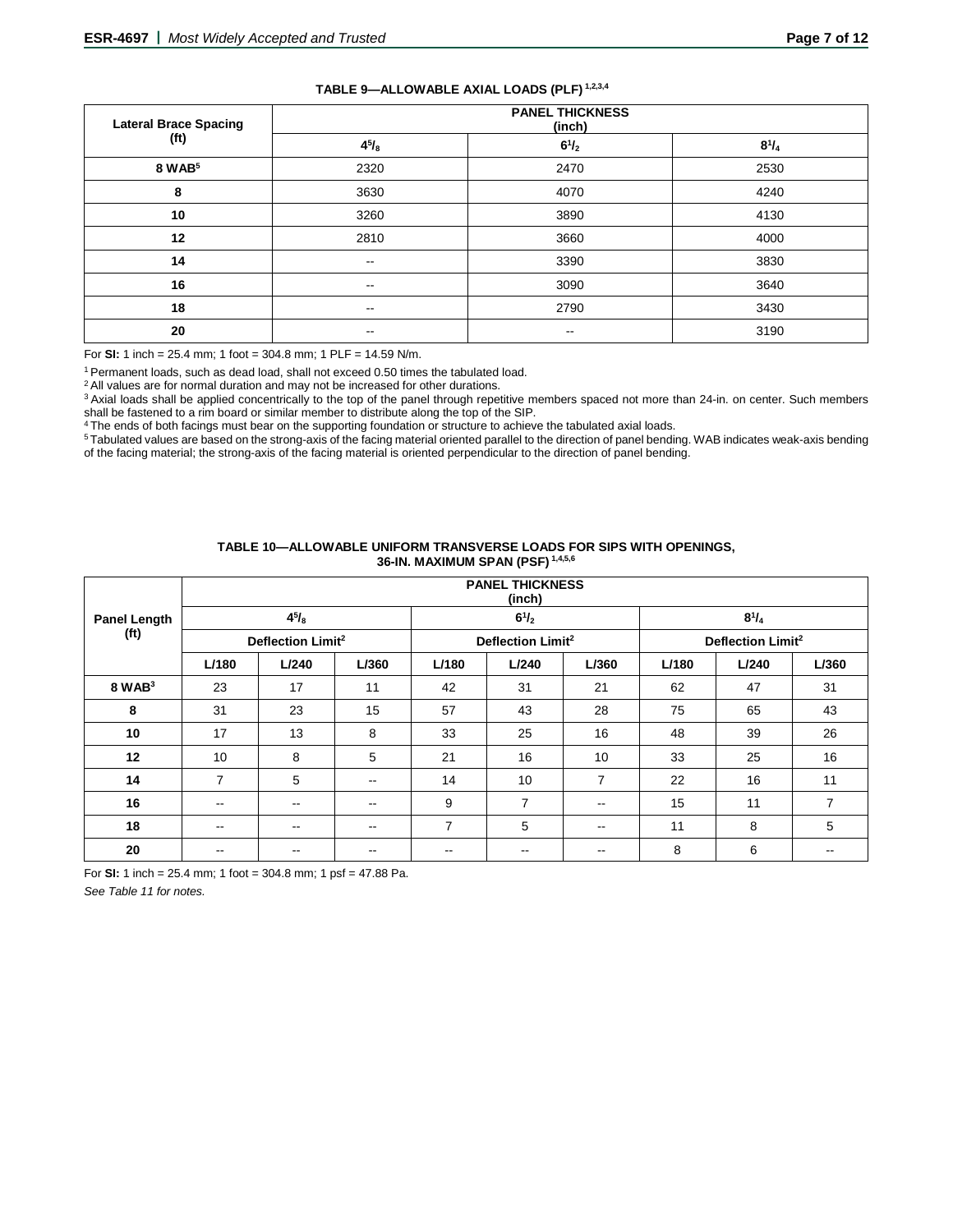**TABLE 9—ALLOWABLE AXIAL LOADS (PLF) [1,2,3,4]**

| Lateral Brace Spacing (ft) | PANEL THICKNESS (inch) | | |
|---|---|---|---|
| | $4^5/_8$ | $6^1/_2$ | $8^1/_4$ |
| 8 WAB[5] | 2320 | 2470 | 2530 |
| 8 | 3630 | 4070 | 4240 |
| 10 | 3260 | 3890 | 4130 |
| 12 | 2810 | 3660 | 4000 |
| 14 | -- | 3390 | 3830 |
| 16 | -- | 3090 | 3640 |
| 18 | -- | 2790 | 3430 |
| 20 | -- | -- | 3190 |

For **SI:** 1 inch = 25.4 mm; 1 foot = 304.8 mm; 1 PLF = 14.59 N/m.

[1] Permanent loads, such as dead load, shall not exceed 0.50 times the tabulated load.

[2] All values are for normal duration and may not be increased for other durations.

[3] Axial loads shall be applied concentrically to the top of the panel through repetitive members spaced not more than 24-in. on center. Such members shall be fastened to a rim board or similar member to distribute along the top of the SIP.

[4] The ends of both facings must bear on the supporting foundation or structure to achieve the tabulated axial loads.

[5] Tabulated values are based on the strong-axis of the facing material oriented parallel to the direction of panel bending. WAB indicates weak-axis bending of the facing material; the strong-axis of the facing material is oriented perpendicular to the direction of panel bending.

**TABLE 10—ALLOWABLE UNIFORM TRANSVERSE LOADS FOR SIPS WITH OPENINGS, 36-IN. MAXIMUM SPAN (PSF) [1,4,5,6]**

| Panel Length (ft) | PANEL THICKNESS (inch) | | | | | | | | |
|---|---|---|---|---|---|---|---|---|---|
| | $4^5/_8$ | | | $6^1/_2$ | | | $8^1/_4$ | | |
| | Deflection Limit[2] | | | Deflection Limit[2] | | | Deflection Limit[2] | | |
| | L/180 | L/240 | L/360 | L/180 | L/240 | L/360 | L/180 | L/240 | L/360 |
| 8 WAB[3] | 23 | 17 | 11 | 42 | 31 | 21 | 62 | 47 | 31 |
| 8 | 31 | 23 | 15 | 57 | 43 | 28 | 75 | 65 | 43 |
| 10 | 17 | 13 | 8 | 33 | 25 | 16 | 48 | 39 | 26 |
| 12 | 10 | 8 | 5 | 21 | 16 | 10 | 33 | 25 | 16 |
| 14 | 7 | 5 | -- | 14 | 10 | 7 | 22 | 16 | 11 |
| 16 | -- | -- | -- | 9 | 7 | -- | 15 | 11 | 7 |
| 18 | -- | -- | -- | 7 | 5 | -- | 11 | 8 | 5 |
| 20 | -- | -- | -- | -- | -- | -- | 8 | 6 | -- |

For **SI:** 1 inch = 25.4 mm; 1 foot = 304.8 mm; 1 psf = 47.88 Pa.

*See Table 11 for notes.*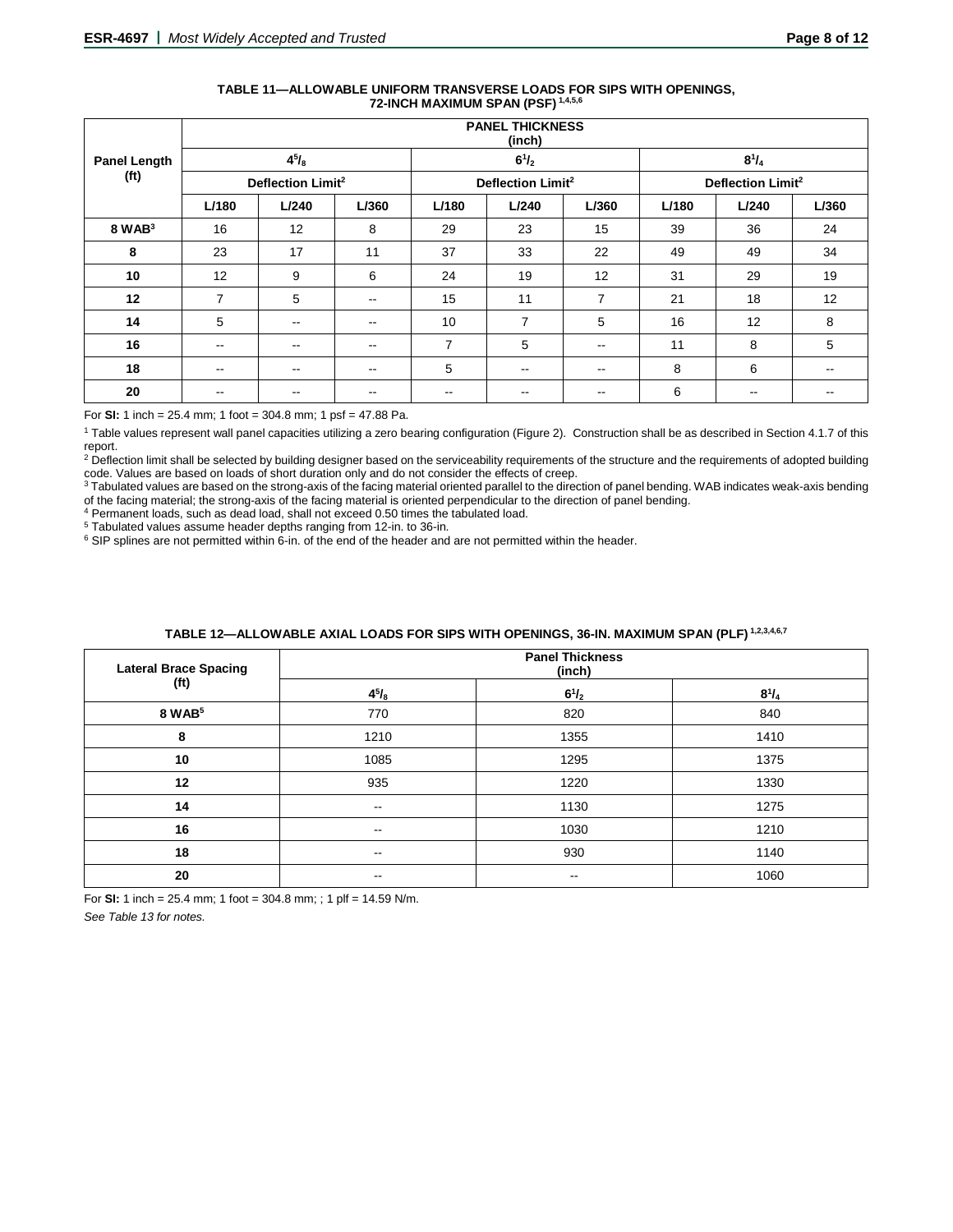**TABLE 11—ALLOWABLE UNIFORM TRANSVERSE LOADS FOR SIPS WITH OPENINGS, 72-INCH MAXIMUM SPAN (PSF)** [1,4,5,6]

| Panel Length (ft) | PANEL THICKNESS (inch) | | | | | | | | |
|---|---|---|---|---|---|---|---|---|---|
| | $4^5/_8$ | | | $6^1/_2$ | | | $8^1/_4$ | | |
| | Deflection Limit[2] | | | Deflection Limit[2] | | | Deflection Limit[2] | | |
| | L/180 | L/240 | L/360 | L/180 | L/240 | L/360 | L/180 | L/240 | L/360 |
| 8 WAB[3] | 16 | 12 | 8 | 29 | 23 | 15 | 39 | 36 | 24 |
| 8 | 23 | 17 | 11 | 37 | 33 | 22 | 49 | 49 | 34 |
| 10 | 12 | 9 | 6 | 24 | 19 | 12 | 31 | 29 | 19 |
| 12 | 7 | 5 | -- | 15 | 11 | 7 | 21 | 18 | 12 |
| 14 | 5 | -- | -- | 10 | 7 | 5 | 16 | 12 | 8 |
| 16 | -- | -- | -- | 7 | 5 | -- | 11 | 8 | 5 |
| 18 | -- | -- | -- | 5 | -- | -- | 8 | 6 | -- |
| 20 | -- | -- | -- | -- | -- | -- | 6 | -- | -- |

For **SI:** 1 inch = 25.4 mm; 1 foot = 304.8 mm; 1 psf = 47.88 Pa.

[1] Table values represent wall panel capacities utilizing a zero bearing configuration (Figure 2). Construction shall be as described in Section 4.1.7 of this report.

[2] Deflection limit shall be selected by building designer based on the serviceability requirements of the structure and the requirements of adopted building code. Values are based on loads of short duration only and do not consider the effects of creep.

[3] Tabulated values are based on the strong-axis of the facing material oriented parallel to the direction of panel bending. WAB indicates weak-axis bending of the facing material; the strong-axis of the facing material is oriented perpendicular to the direction of panel bending.

[4] Permanent loads, such as dead load, shall not exceed 0.50 times the tabulated load.

[5] Tabulated values assume header depths ranging from 12-in. to 36-in.

[6] SIP splines are not permitted within 6-in. of the end of the header and are not permitted within the header.

**TABLE 12—ALLOWABLE AXIAL LOADS FOR SIPS WITH OPENINGS, 36-IN. MAXIMUM SPAN (PLF)** [1,2,3,4,6,7]

| Lateral Brace Spacing (ft) | Panel Thickness (inch) | | |
|---|---|---|---|
| | $4^5/_8$ | $6^1/_2$ | $8^1/_4$ |
| 8 WAB[5] | 770 | 820 | 840 |
| 8 | 1210 | 1355 | 1410 |
| 10 | 1085 | 1295 | 1375 |
| 12 | 935 | 1220 | 1330 |
| 14 | -- | 1130 | 1275 |
| 16 | -- | 1030 | 1210 |
| 18 | -- | 930 | 1140 |
| 20 | -- | -- | 1060 |

For **SI:** 1 inch = 25.4 mm; 1 foot = 304.8 mm; ; 1 plf = 14.59 N/m.

*See Table 13 for notes.*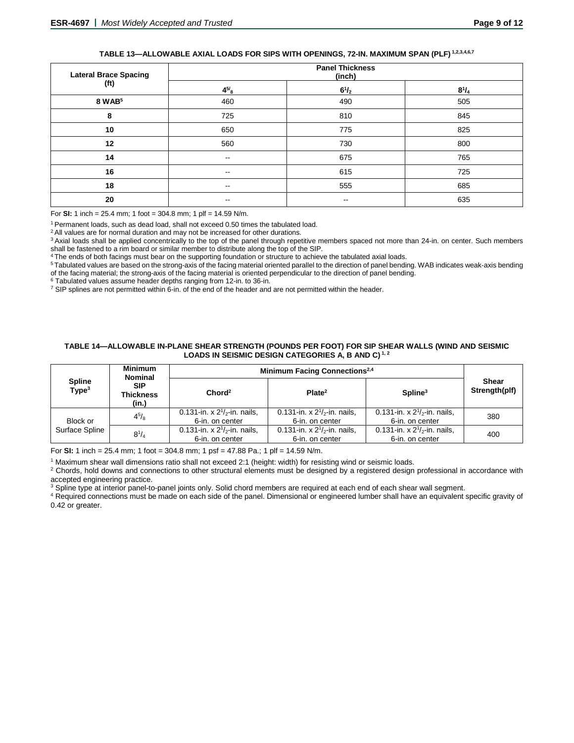**TABLE 13—ALLOWABLE AXIAL LOADS FOR SIPS WITH OPENINGS, 72-IN. MAXIMUM SPAN (PLF) [1,2,3,4,6,7]**

| Lateral Brace Spacing (ft) | Panel Thickness (inch) | | |
|---|---|---|---|
| | $4^{5}/_{8}$ | $6^{1}/_{2}$ | $8^{1}/_{4}$ |
| 8 WAB[5] | 460 | 490 | 505 |
| 8 | 725 | 810 | 845 |
| 10 | 650 | 775 | 825 |
| 12 | 560 | 730 | 800 |
| 14 | -- | 675 | 765 |
| 16 | -- | 615 | 725 |
| 18 | -- | 555 | 685 |
| 20 | -- | -- | 635 |

For **SI:** 1 inch = 25.4 mm; 1 foot = 304.8 mm; 1 plf = 14.59 N/m.

[1] Permanent loads, such as dead load, shall not exceed 0.50 times the tabulated load.

[2] All values are for normal duration and may not be increased for other durations.

[3] Axial loads shall be applied concentrically to the top of the panel through repetitive members spaced not more than 24-in. on center. Such members shall be fastened to a rim board or similar member to distribute along the top of the SIP.

[4] The ends of both facings must bear on the supporting foundation or structure to achieve the tabulated axial loads.

[5] Tabulated values are based on the strong-axis of the facing material oriented parallel to the direction of panel bending. WAB indicates weak-axis bending of the facing material; the strong-axis of the facing material is oriented perpendicular to the direction of panel bending.

[6] Tabulated values assume header depths ranging from 12-in. to 36-in.

[7] SIP splines are not permitted within 6-in. of the end of the header and are not permitted within the header.

**TABLE 14—ALLOWABLE IN-PLANE SHEAR STRENGTH (POUNDS PER FOOT) FOR SIP SHEAR WALLS (WIND AND SEISMIC LOADS IN SEISMIC DESIGN CATEGORIES A, B AND C) [1, 2]**

| Spline Type[3] | Minimum Nominal SIP Thickness (in.) | Minimum Facing Connections[2,4] | | | Shear Strength(plf) |
|---|---|---|---|---|---|
| | | Chord[2] | Plate[2] | Spline[3] | |
| Block or Surface Spline | $4^{5}/_{8}$ | 0.131-in. x $2^{1}/_{2}$-in. nails, 6-in. on center | 0.131-in. x $2^{1}/_{2}$-in. nails, 6-in. on center | 0.131-in. x $2^{1}/_{2}$-in. nails, 6-in. on center | 380 |
| | $8^{1}/_{4}$ | 0.131-in. x $2^{1}/_{2}$-in. nails, 6-in. on center | 0.131-in. x $2^{1}/_{2}$-in. nails, 6-in. on center | 0.131-in. x $2^{1}/_{2}$-in. nails, 6-in. on center | 400 |

For **SI:** 1 inch = 25.4 mm; 1 foot = 304.8 mm; 1 psf = 47.88 Pa.; 1 plf = 14.59 N/m.

[1] Maximum shear wall dimensions ratio shall not exceed 2:1 (height: width) for resisting wind or seismic loads.

[2] Chords, hold downs and connections to other structural elements must be designed by a registered design professional in accordance with accepted engineering practice.

[3] Spline type at interior panel-to-panel joints only. Solid chord members are required at each end of each shear wall segment.

[4] Required connections must be made on each side of the panel. Dimensional or engineered lumber shall have an equivalent specific gravity of 0.42 or greater.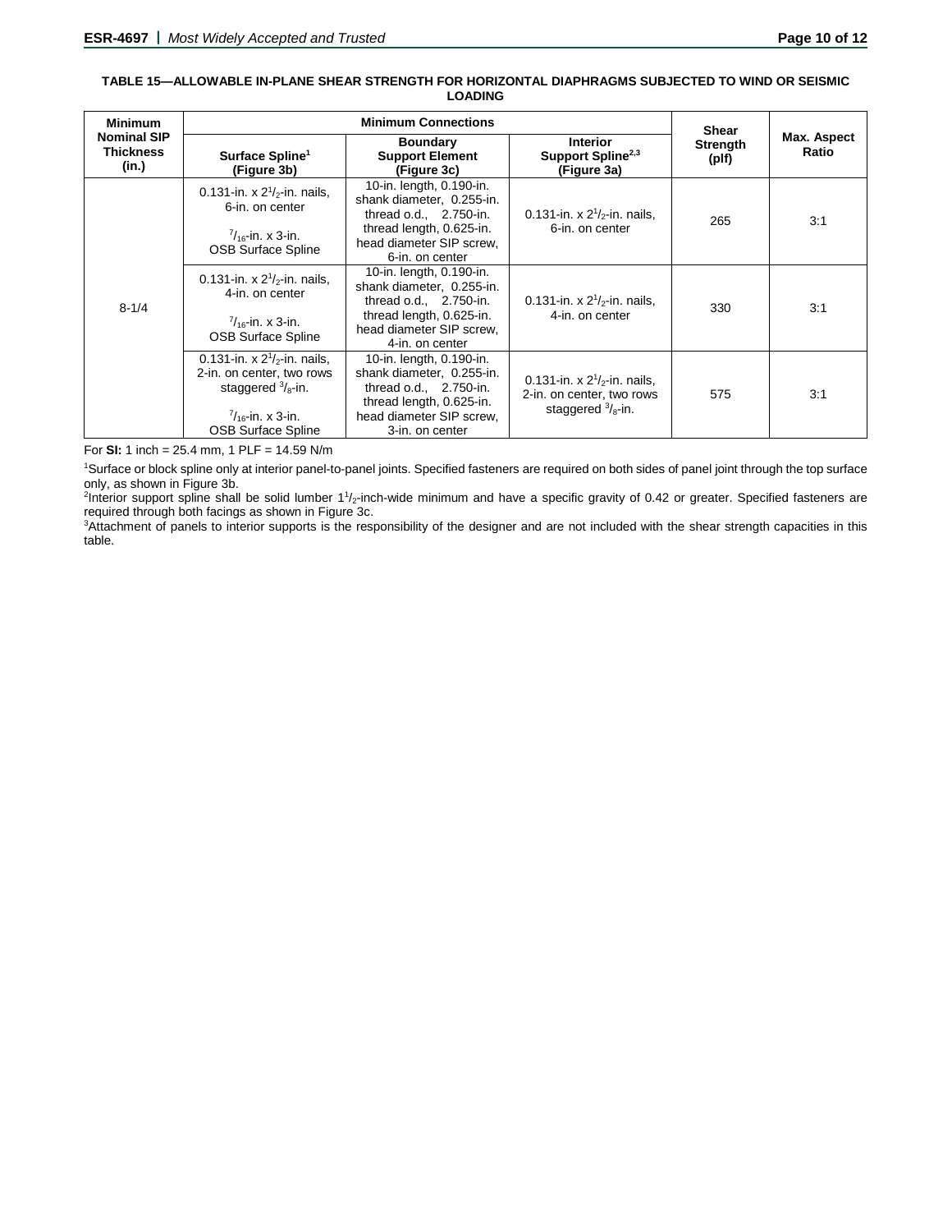**TABLE 15—ALLOWABLE IN-PLANE SHEAR STRENGTH FOR HORIZONTAL DIAPHRAGMS SUBJECTED TO WIND OR SEISMIC LOADING**

| Minimum Nominal SIP Thickness (in.) | Minimum Connections | | | Shear Strength (plf) | Max. Aspect Ratio |
|---|---|---|---|---|---|
| | Surface Spline[1] (Figure 3b) | Boundary Support Element (Figure 3c) | Interior Support Spline[2,3] (Figure 3a) | | |
| 8-1/4 | 0.131-in. x 2[1]/[2]-in. nails, 6-in. on center<br><br>[7]/[16]-in. x 3-in. OSB Surface Spline | 10-in. length, 0.190-in. shank diameter, 0.255-in. thread o.d., 2.750-in. thread length, 0.625-in. head diameter SIP screw, 6-in. on center | 0.131-in. x 2[1]/[2]-in. nails, 6-in. on center | 265 | 3:1 |
| | 0.131-in. x 2[1]/[2]-in. nails, 4-in. on center<br><br>[7]/[16]-in. x 3-in. OSB Surface Spline | 10-in. length, 0.190-in. shank diameter, 0.255-in. thread o.d., 2.750-in. thread length, 0.625-in. head diameter SIP screw, 4-in. on center | 0.131-in. x 2[1]/[2]-in. nails, 4-in. on center | 330 | 3:1 |
| | 0.131-in. x 2[1]/[2]-in. nails, 2-in. on center, two rows staggered [3]/[8]-in.<br><br>[7]/[16]-in. x 3-in. OSB Surface Spline | 10-in. length, 0.190-in. shank diameter, 0.255-in. thread o.d., 2.750-in. thread length, 0.625-in. head diameter SIP screw, 3-in. on center | 0.131-in. x 2[1]/[2]-in. nails, 2-in. on center, two rows staggered [3]/[8]-in. | 575 | 3:1 |

For **SI:** 1 inch = 25.4 mm, 1 PLF = 14.59 N/m

[1]Surface or block spline only at interior panel-to-panel joints. Specified fasteners are required on both sides of panel joint through the top surface only, as shown in Figure 3b.

[2]Interior support spline shall be solid lumber 1[1]/[2]-inch-wide minimum and have a specific gravity of 0.42 or greater. Specified fasteners are required through both facings as shown in Figure 3c.

[3]Attachment of panels to interior supports is the responsibility of the designer and are not included with the shear strength capacities in this table.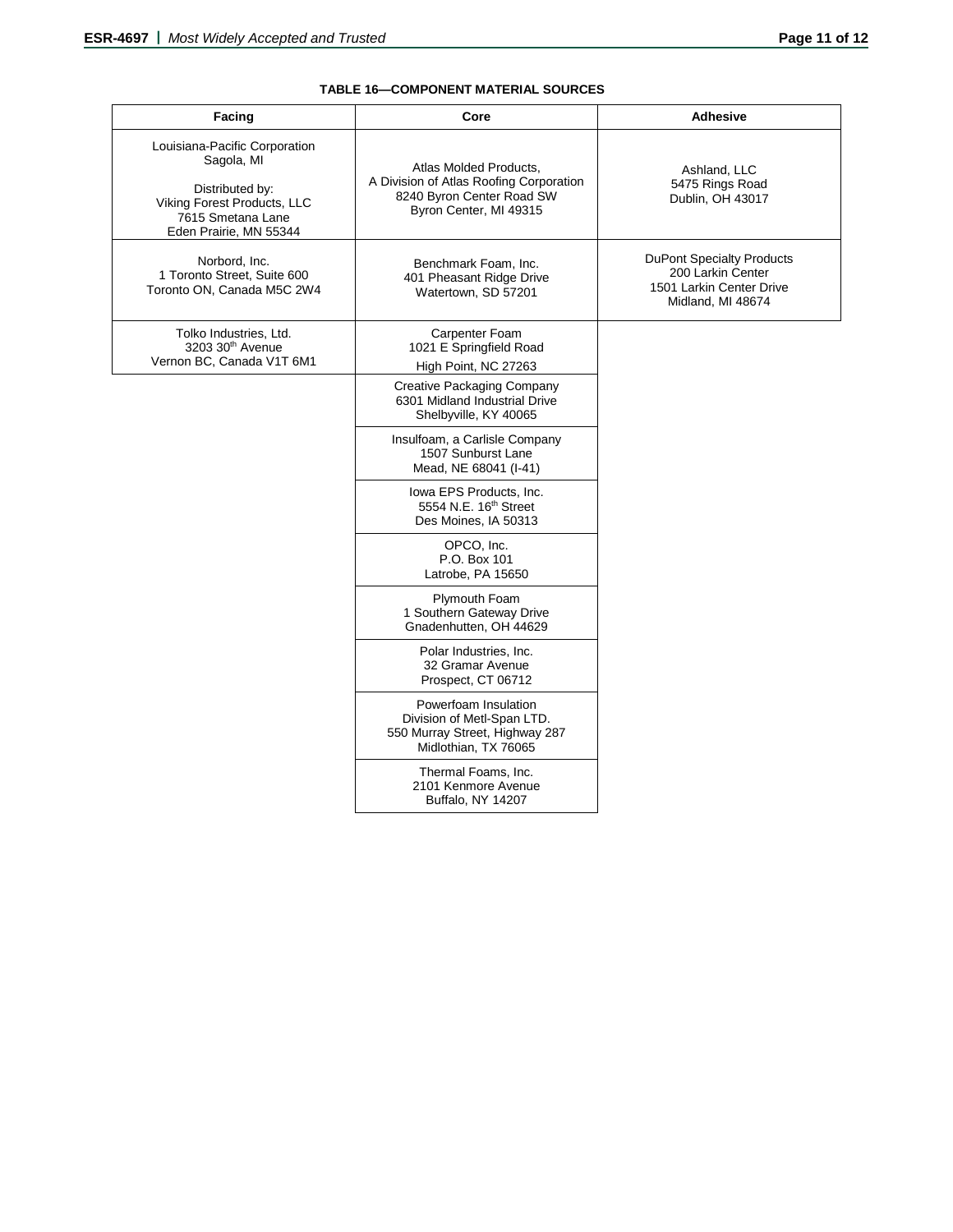**TABLE 16—COMPONENT MATERIAL SOURCES**

| Facing | Core | Adhesive |
|---|---|---|
| Louisiana-Pacific Corporation<br>Sagola, MI<br><br>Distributed by:<br>Viking Forest Products, LLC<br>7615 Smetana Lane<br>Eden Prairie, MN 55344 | Atlas Molded Products,<br>A Division of Atlas Roofing Corporation<br>8240 Byron Center Road SW<br>Byron Center, MI 49315 | Ashland, LLC<br>5475 Rings Road<br>Dublin, OH 43017 |
| Norbord, Inc.<br>1 Toronto Street, Suite 600<br>Toronto ON, Canada M5C 2W4 | Benchmark Foam, Inc.<br>401 Pheasant Ridge Drive<br>Watertown, SD 57201 | DuPont Specialty Products<br>200 Larkin Center<br>1501 Larkin Center Drive<br>Midland, MI 48674 |
| Tolko Industries, Ltd.<br>3203 30th Avenue<br>Vernon BC, Canada V1T 6M1 | Carpenter Foam<br>1021 E Springfield Road<br>High Point, NC 27263 | |
| | Creative Packaging Company<br>6301 Midland Industrial Drive<br>Shelbyville, KY 40065 | |
| | Insulfoam, a Carlisle Company<br>1507 Sunburst Lane<br>Mead, NE 68041 (I-41) | |
| | Iowa EPS Products, Inc.<br>5554 N.E. 16th Street<br>Des Moines, IA 50313 | |
| | OPCO, Inc.<br>P.O. Box 101<br>Latrobe, PA 15650 | |
| | Plymouth Foam<br>1 Southern Gateway Drive<br>Gnadenhutten, OH 44629 | |
| | Polar Industries, Inc.<br>32 Gramar Avenue<br>Prospect, CT 06712 | |
| | Powerfoam Insulation<br>Division of Metl-Span LTD.<br>550 Murray Street, Highway 287<br>Midlothian, TX 76065 | |
| | Thermal Foams, Inc.<br>2101 Kenmore Avenue<br>Buffalo, NY 14207 | |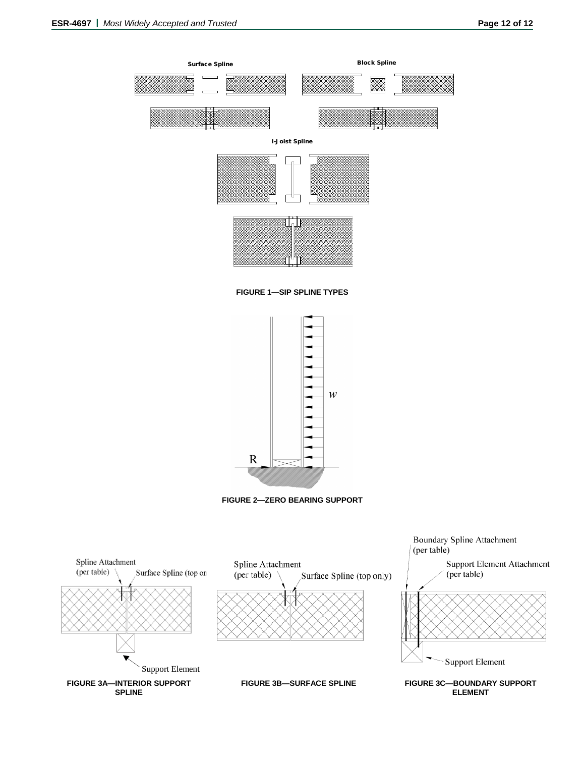Surface Spline

Block Spline

I-Joist Spline

**FIGURE 1—SIP SPLINE TYPES**

$w$

R

**FIGURE 2—ZERO BEARING SUPPORT**

Spline Attachment (per table)

Surface Spline (top or

Support Element

**FIGURE 3A—INTERIOR SUPPORT SPLINE**

Spline Attachment (per table)

Surface Spline (top only)

**FIGURE 3B—SURFACE SPLINE**

Boundary Spline Attachment (per table)

Support Element Attachment (per table)

Support Element

**FIGURE 3C—BOUNDARY SUPPORT ELEMENT**